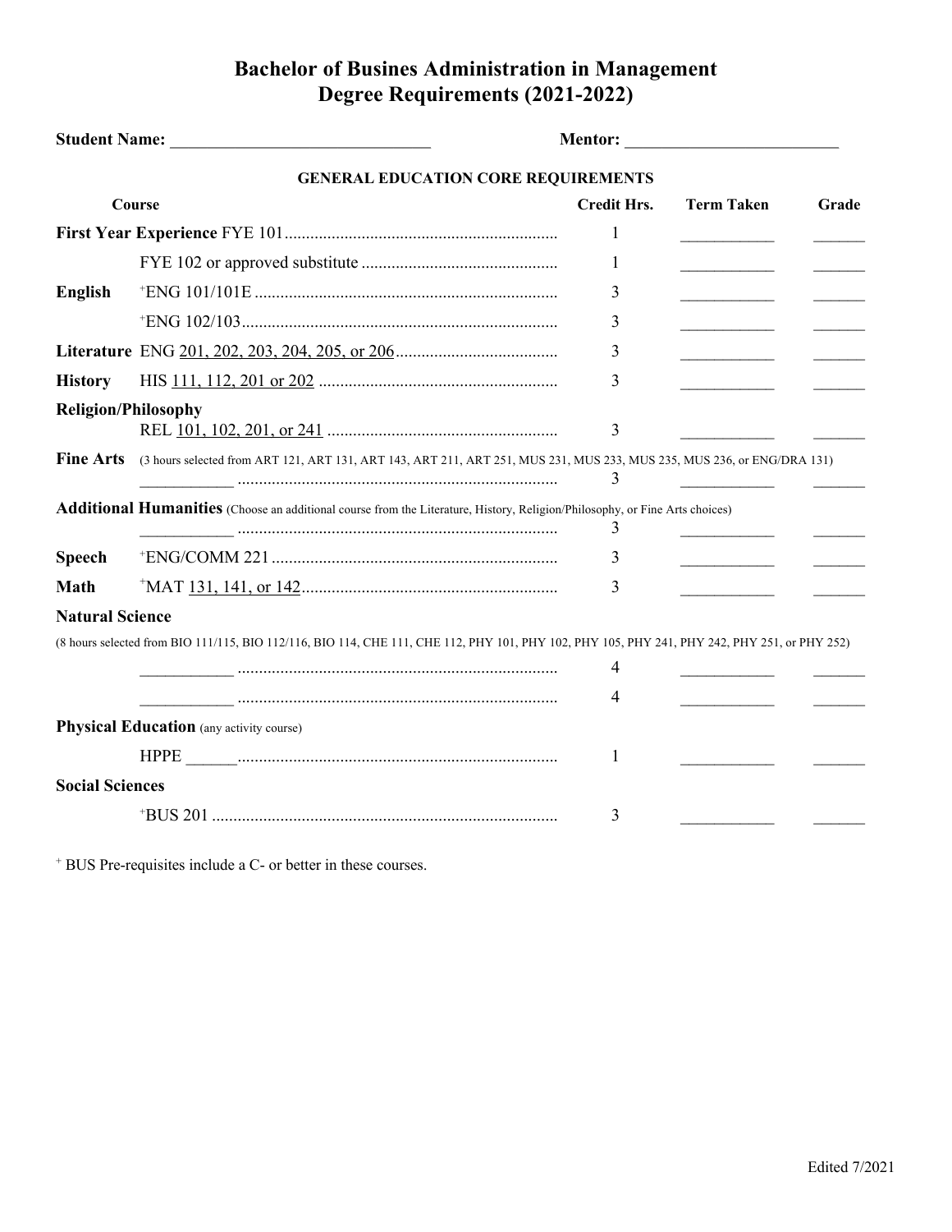# Bachelor of Busines Administration in Management
# Degree Requirements (2021-2022)

**Student Name:** ______________________________ **Mentor:** _________________________

## GENERAL EDUCATION CORE REQUIREMENTS

| Course | | Credit Hrs. | Term Taken | Grade |
|---|---|---|---|---|
| **First Year Experience** | FYE 101 | 1 | ___________ | ______ |
| | FYE 102 or approved substitute | 1 | ___________ | ______ |
| **English** | +ENG 101/101E | 3 | ___________ | ______ |
| | +ENG 102/103 | 3 | ___________ | ______ |
| **Literature** | ENG 201, 202, 203, 204, 205, or 206 | 3 | ___________ | ______ |
| **History** | HIS 111, 112, 201 or 202 | 3 | ___________ | ______ |
| **Religion/Philosophy** | REL 101, 102, 201, or 241 | 3 | ___________ | ______ |
| **Fine Arts** (3 hours selected from ART 121, ART 131, ART 143, ART 211, ART 251, MUS 231, MUS 233, MUS 235, MUS 236, or ENG/DRA 131) | ___________ | 3 | ___________ | ______ |
| **Additional Humanities** (Choose an additional course from the Literature, History, Religion/Philosophy, or Fine Arts choices) | ___________ | 3 | ___________ | ______ |
| **Speech** | +ENG/COMM 221 | 3 | ___________ | ______ |
| **Math** | +MAT 131, 141, or 142 | 3 | ___________ | ______ |
| **Natural Science** (8 hours selected from BIO 111/115, BIO 112/116, BIO 114, CHE 111, CHE 112, PHY 101, PHY 102, PHY 105, PHY 241, PHY 242, PHY 251, or PHY 252) | ___________ | 4 | ___________ | ______ |
| | ___________ | 4 | ___________ | ______ |
| **Physical Education** (any activity course) | HPPE ______ | 1 | ___________ | ______ |
| **Social Sciences** | +BUS 201 | 3 | ___________ | ______ |

+ BUS Pre-requisites include a C- or better in these courses.

Edited 7/2021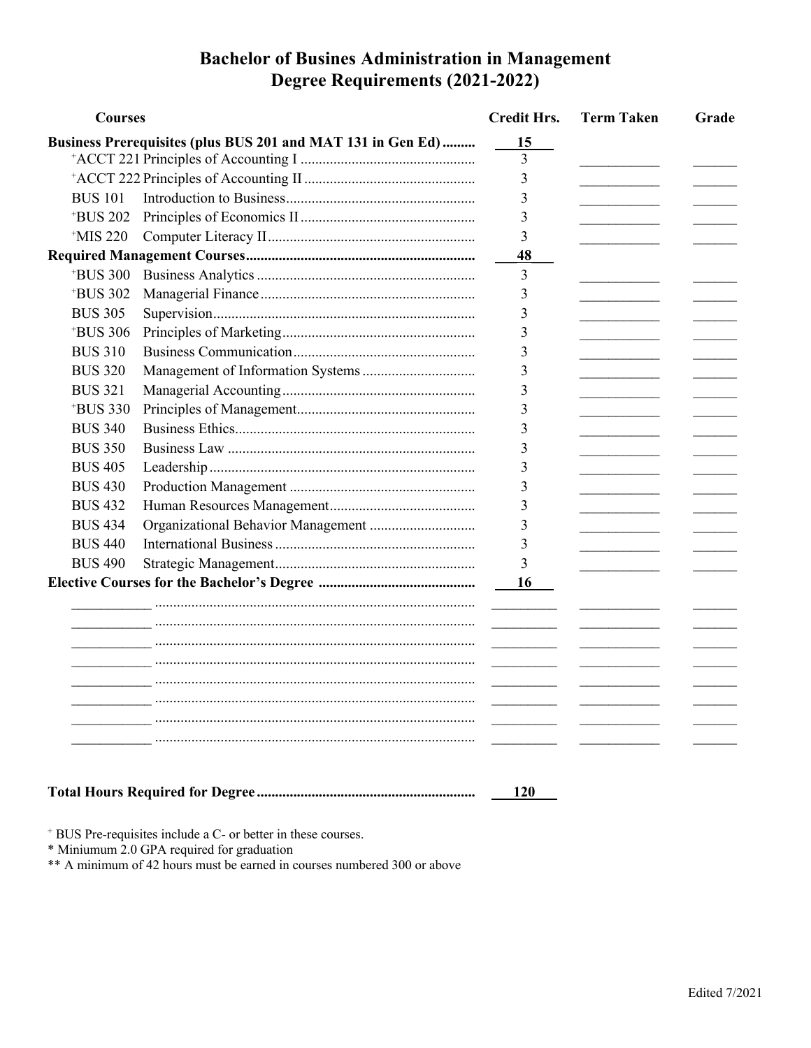# Bachelor of Busines Administration in Management
# Degree Requirements (2021-2022)

| Courses | | Credit Hrs. | Term Taken | Grade |
|---|---|---|---|---|
| **Business Prerequisites (plus BUS 201 and MAT 131 in Gen Ed)** | | **15** | | |
| +ACCT 221 | Principles of Accounting I | 3 | | |
| +ACCT 222 | Principles of Accounting II | 3 | | |
| BUS 101 | Introduction to Business | 3 | | |
| +BUS 202 | Principles of Economics II | 3 | | |
| +MIS 220 | Computer Literacy II | 3 | | |
| **Required Management Courses** | | **48** | | |
| +BUS 300 | Business Analytics | 3 | | |
| +BUS 302 | Managerial Finance | 3 | | |
| BUS 305 | Supervision | 3 | | |
| +BUS 306 | Principles of Marketing | 3 | | |
| BUS 310 | Business Communication | 3 | | |
| BUS 320 | Management of Information Systems | 3 | | |
| BUS 321 | Managerial Accounting | 3 | | |
| +BUS 330 | Principles of Management | 3 | | |
| BUS 340 | Business Ethics | 3 | | |
| BUS 350 | Business Law | 3 | | |
| BUS 405 | Leadership | 3 | | |
| BUS 430 | Production Management | 3 | | |
| BUS 432 | Human Resources Management | 3 | | |
| BUS 434 | Organizational Behavior Management | 3 | | |
| BUS 440 | International Business | 3 | | |
| BUS 490 | Strategic Management | 3 | | |
| **Elective Courses for the Bachelor's Degree** | | **16** | | |
| | | | | |
| | | | | |
| | | | | |
| | | | | |
| | | | | |
| | | | | |
| | | | | |
| | | | | |
| **Total Hours Required for Degree** | | **120** | | |

+ BUS Pre-requisites include a C- or better in these courses.
* Miniumum 2.0 GPA required for graduation
** A minimum of 42 hours must be earned in courses numbered 300 or above

Edited 7/2021